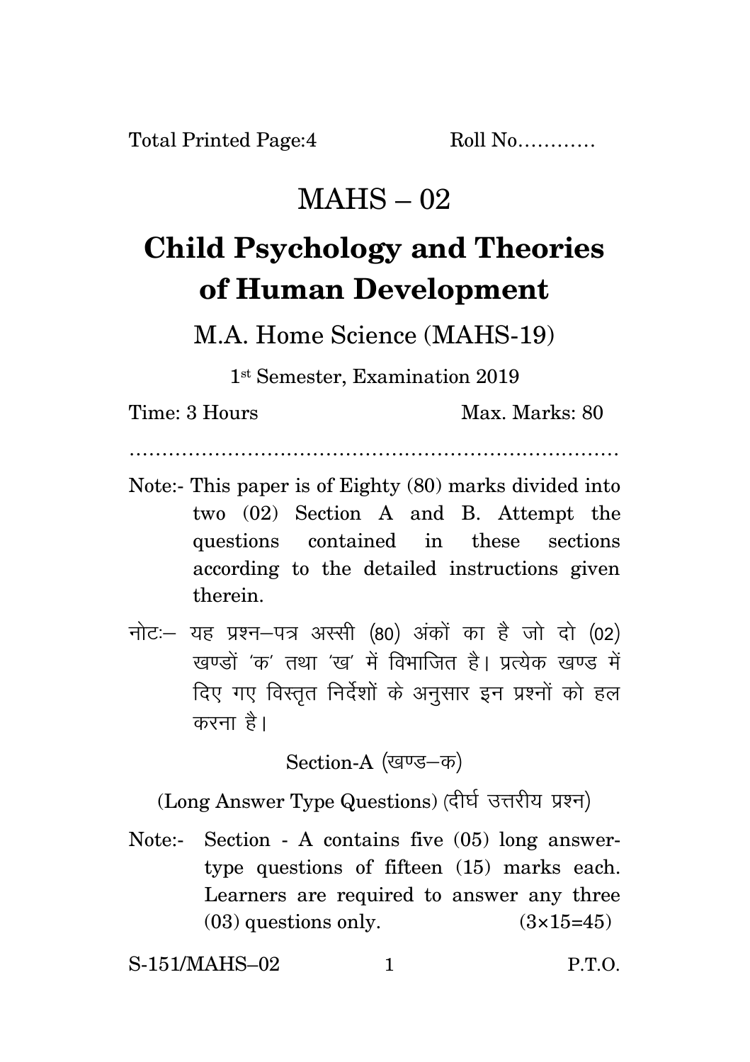Total Printed Page:4 Roll No…………

# MAHS – 02

# Child Psychology and Theories of Human Development

## M.A. Home Science (MAHS-19)

1st Semester, Examination 2019

Time: 3 Hours Max. Marks: 80

……………………………………………………………………

Note:- This paper is of Eighty (80) marks divided into two (02) Section A and B. Attempt the questions contained in these sections according to the detailed instructions given therein.

नोटः– यह प्रश्न–पत्र अस्सी (80) अंकों का है जो दो (02) खण्डों 'क' तथा 'ख' में विभाजित है। प्रत्येक खण्ड में दिए गए विस्तृत निर्देशों के अनुसार इन प्रश्नों को हल करना है।

### Section-A (खण्ड–क)

(Long Answer Type Questions) (दीर्घ उत्तरीय प्रश्न)

Note:- Section - A contains five (05) long answer-type questions of fifteen (15) marks each. Learners are required to answer any three (03) questions only. (3×15=45)

S-151/MAHS–02 P.T.O.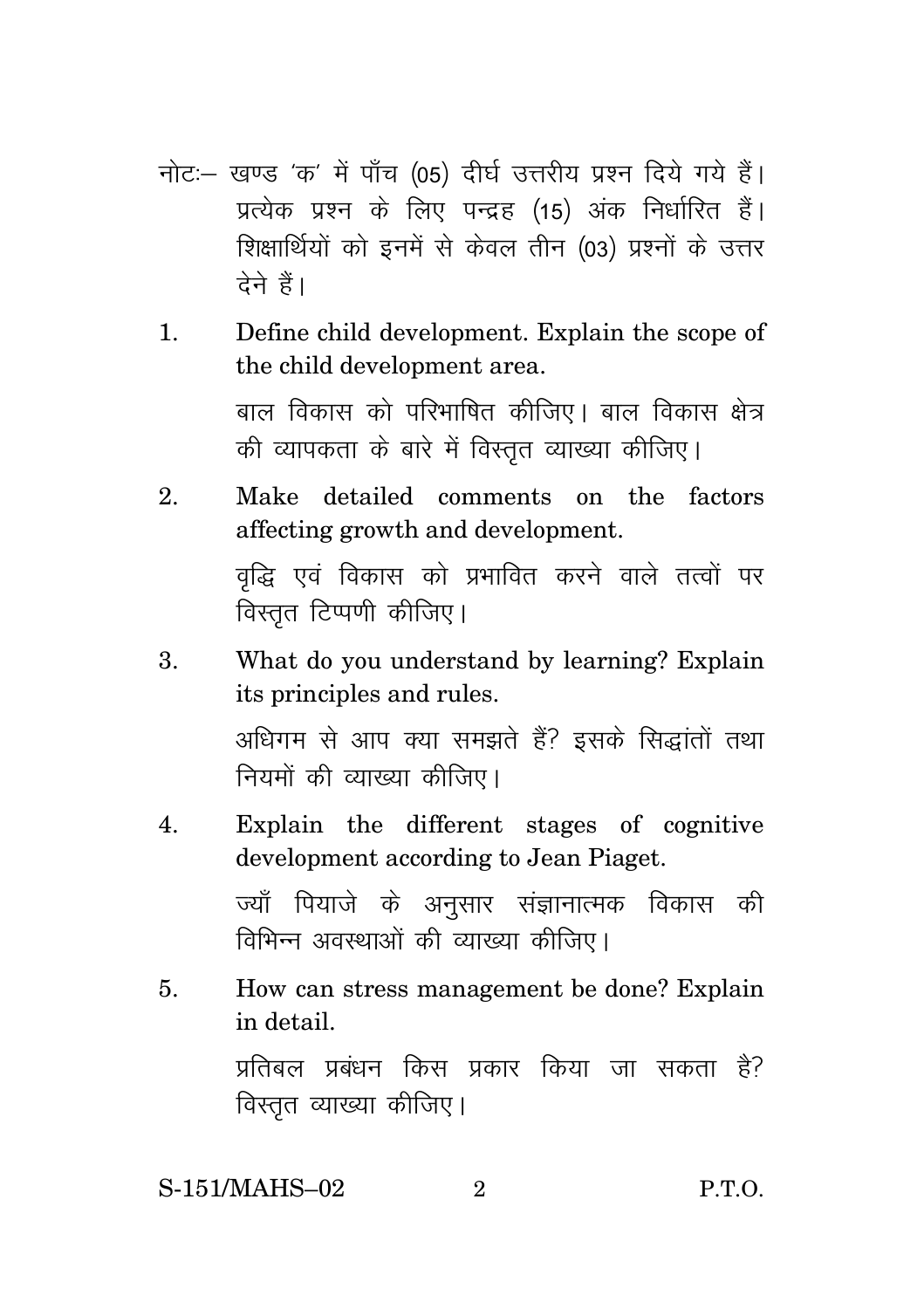नोटः– खण्ड 'क' में पाँच (05) दीर्घ उत्तरीय प्रश्न दिये गये हैं। प्रत्येक प्रश्न के लिए पन्द्रह (15) अंक निर्धारित हैं। शिक्षार्थियों को इनमें से केवल तीन (03) प्रश्नों के उत्तर देने हैं।

1. Define child development. Explain the scope of the child development area.

   बाल विकास को परिभाषित कीजिए। बाल विकास क्षेत्र की व्यापकता के बारे में विस्तृत व्याख्या कीजिए।

2. Make detailed comments on the factors affecting growth and development.

   वृद्धि एवं विकास को प्रभावित करने वाले तत्वों पर विस्तृत टिप्पणी कीजिए।

3. What do you understand by learning? Explain its principles and rules.

   अधिगम से आप क्या समझते हैं? इसके सिद्धांतों तथा नियमों की व्याख्या कीजिए।

4. Explain the different stages of cognitive development according to Jean Piaget.

   ज्याँ पियाजे के अनुसार संज्ञानात्मक विकास की विभिन्न अवस्थाओं की व्याख्या कीजिए।

5. How can stress management be done? Explain in detail.

   प्रतिबल प्रबंधन किस प्रकार किया जा सकता है? विस्तृत व्याख्या कीजिए।

S-151/MAHS–02 P.T.O.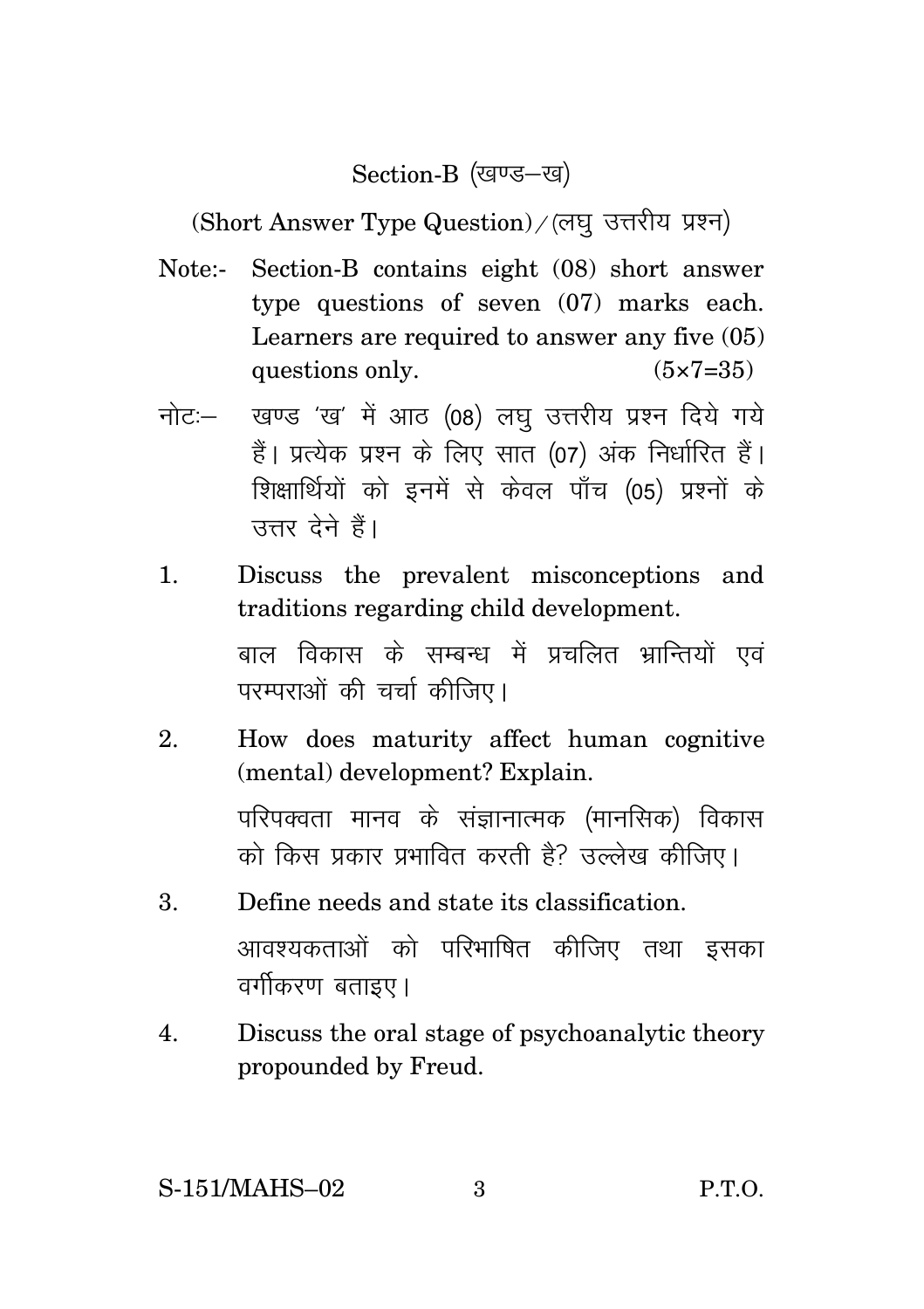## Section-B (खण्ड–ख)

(Short Answer Type Question)/(लघु उत्तरीय प्रश्न)

Note:- Section-B contains eight (08) short answer type questions of seven (07) marks each. Learners are required to answer any five (05) questions only. (5×7=35)

नोटः– खण्ड 'ख' में आठ (08) लघु उत्तरीय प्रश्न दिये गये हैं। प्रत्येक प्रश्न के लिए सात (07) अंक निर्धारित हैं। शिक्षार्थियों को इनमें से केवल पाँच (05) प्रश्नों के उत्तर देने हैं।

1. Discuss the prevalent misconceptions and traditions regarding child development.

   बाल विकास के सम्बन्ध में प्रचलित भ्रान्तियों एवं परम्पराओं की चर्चा कीजिए।

2. How does maturity affect human cognitive (mental) development? Explain.

   परिपक्वता मानव के संज्ञानात्मक (मानसिक) विकास को किस प्रकार प्रभावित करती है? उल्लेख कीजिए।

3. Define needs and state its classification.

   आवश्यकताओं को परिभाषित कीजिए तथा इसका वर्गीकरण बताइए।

4. Discuss the oral stage of psychoanalytic theory propounded by Freud.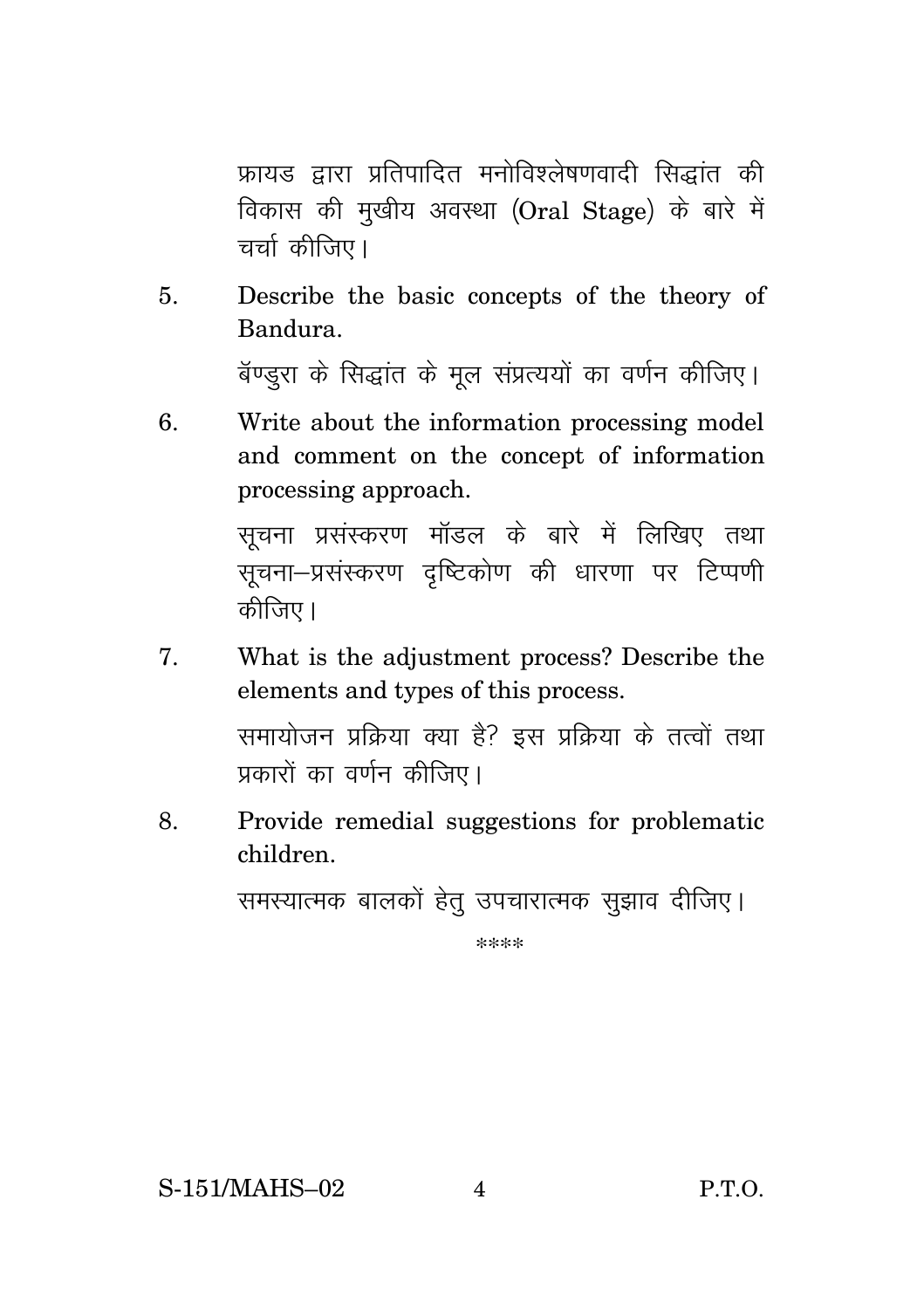फ्रायड द्वारा प्रतिपादित मनोविश्लेषणवादी सिद्धांत की विकास की मुखीय अवस्था (Oral Stage) के बारे में चर्चा कीजिए।

5. Describe the basic concepts of the theory of Bandura.

   बॅण्डुरा के सिद्धांत के मूल संप्रत्ययों का वर्णन कीजिए।

6. Write about the information processing model and comment on the concept of information processing approach.

   सूचना प्रसंस्करण मॉडल के बारे में लिखिए तथा सूचना–प्रसंस्करण दृष्टिकोण की धारणा पर टिप्पणी कीजिए।

7. What is the adjustment process? Describe the elements and types of this process.

   समायोजन प्रक्रिया क्या है? इस प्रक्रिया के तत्वों तथा प्रकारों का वर्णन कीजिए।

8. Provide remedial suggestions for problematic children.

   समस्यात्मक बालकों हेतु उपचारात्मक सुझाव दीजिए।

****